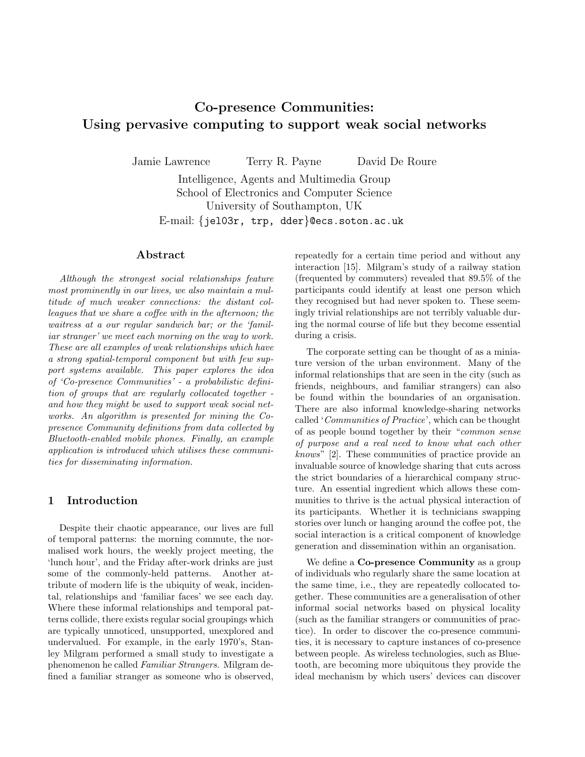# Co-presence Communities:
# Using pervasive computing to support weak social networks

Jamie Lawrence    Terry R. Payne    David De Roure

Intelligence, Agents and Multimedia Group
School of Electronics and Computer Science
University of Southampton, UK
E-mail: {jel03r, trp, dder}@ecs.soton.ac.uk

## Abstract

*Although the strongest social relationships feature most prominently in our lives, we also maintain a multitude of much weaker connections: the distant colleagues that we share a coffee with in the afternoon; the waitress at a our regular sandwich bar; or the 'familiar stranger' we meet each morning on the way to work. These are all examples of weak relationships which have a strong spatial-temporal component but with few support systems available. This paper explores the idea of 'Co-presence Communities' - a probabilistic definition of groups that are regularly collocated together - and how they might be used to support weak social networks. An algorithm is presented for mining the Co-presence Community definitions from data collected by Bluetooth-enabled mobile phones. Finally, an example application is introduced which utilises these communities for disseminating information.*

## 1 Introduction

Despite their chaotic appearance, our lives are full of temporal patterns: the morning commute, the normalised work hours, the weekly project meeting, the 'lunch hour', and the Friday after-work drinks are just some of the commonly-held patterns. Another attribute of modern life is the ubiquity of weak, incidental, relationships and 'familiar faces' we see each day. Where these informal relationships and temporal patterns collide, there exists regular social groupings which are typically unnoticed, unsupported, unexplored and undervalued. For example, in the early 1970's, Stanley Milgram performed a small study to investigate a phenomenon he called *Familiar Strangers*. Milgram defined a familiar stranger as someone who is observed, repeatedly for a certain time period and without any interaction [15]. Milgram's study of a railway station (frequented by commuters) revealed that 89.5% of the participants could identify at least one person which they recognised but had never spoken to. These seemingly trivial relationships are not terribly valuable during the normal course of life but they become essential during a crisis.

The corporate setting can be thought of as a miniature version of the urban environment. Many of the informal relationships that are seen in the city (such as friends, neighbours, and familiar strangers) can also be found within the boundaries of an organisation. There are also informal knowledge-sharing networks called '*Communities of Practice*', which can be thought of as people bound together by their "*common sense of purpose and a real need to know what each other knows*" [2]. These communities of practice provide an invaluable source of knowledge sharing that cuts across the strict boundaries of a hierarchical company structure. An essential ingredient which allows these communities to thrive is the actual physical interaction of its participants. Whether it is technicians swapping stories over lunch or hanging around the coffee pot, the social interaction is a critical component of knowledge generation and dissemination within an organisation.

We define a **Co-presence Community** as a group of individuals who regularly share the same location at the same time, i.e., they are repeatedly collocated together. These communities are a generalisation of other informal social networks based on physical locality (such as the familiar strangers or communities of practice). In order to discover the co-presence communities, it is necessary to capture instances of co-presence between people. As wireless technologies, such as Bluetooth, are becoming more ubiquitous they provide the ideal mechanism by which users' devices can discover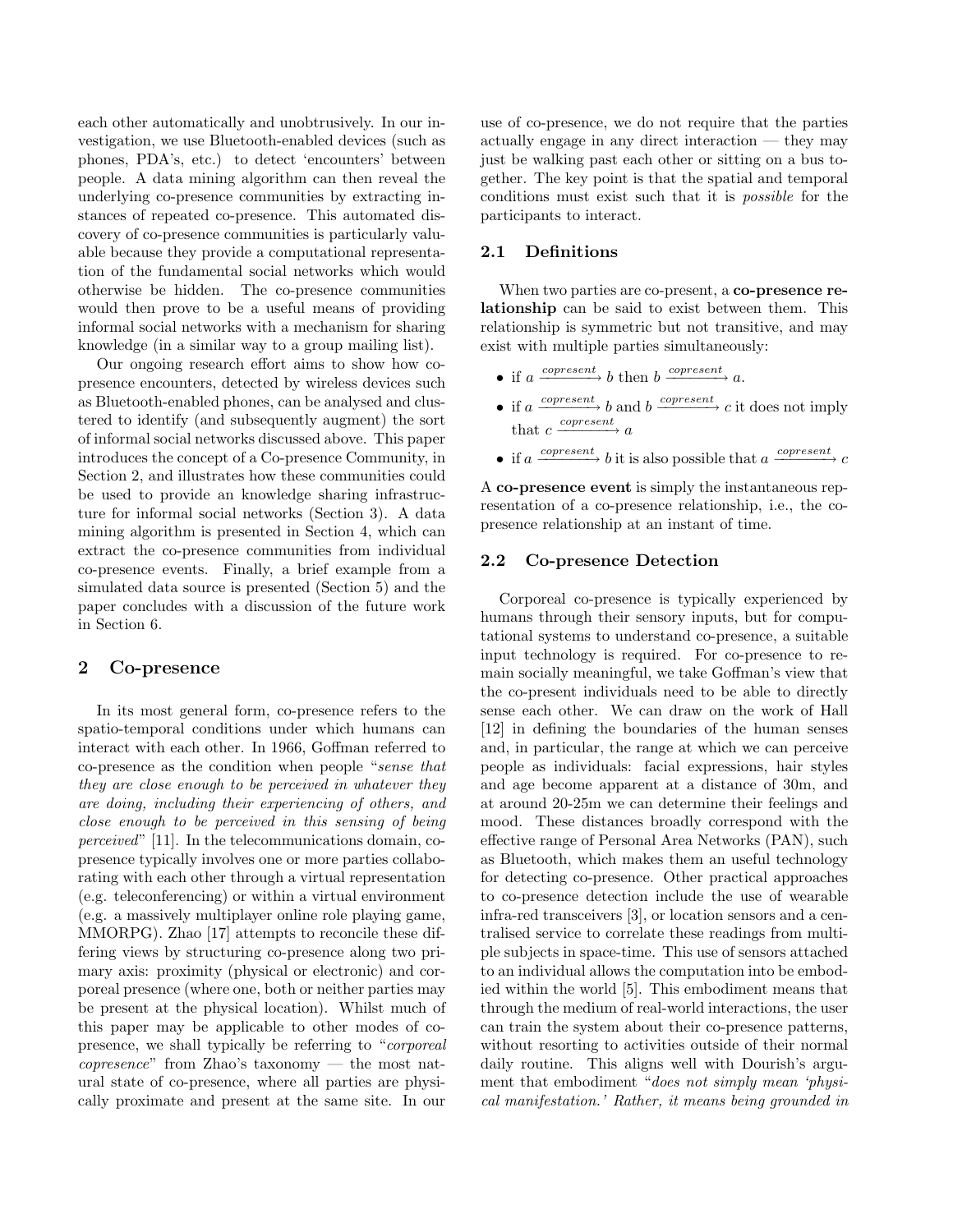each other automatically and unobtrusively. In our investigation, we use Bluetooth-enabled devices (such as phones, PDA's, etc.) to detect 'encounters' between people. A data mining algorithm can then reveal the underlying co-presence communities by extracting instances of repeated co-presence. This automated discovery of co-presence communities is particularly valuable because they provide a computational representation of the fundamental social networks which would otherwise be hidden. The co-presence communities would then prove to be a useful means of providing informal social networks with a mechanism for sharing knowledge (in a similar way to a group mailing list).

Our ongoing research effort aims to show how copresence encounters, detected by wireless devices such as Bluetooth-enabled phones, can be analysed and clustered to identify (and subsequently augment) the sort of informal social networks discussed above. This paper introduces the concept of a Co-presence Community, in Section 2, and illustrates how these communities could be used to provide an knowledge sharing infrastructure for informal social networks (Section 3). A data mining algorithm is presented in Section 4, which can extract the co-presence communities from individual co-presence events. Finally, a brief example from a simulated data source is presented (Section 5) and the paper concludes with a discussion of the future work in Section 6.

## 2 Co-presence

In its most general form, co-presence refers to the spatio-temporal conditions under which humans can interact with each other. In 1966, Goffman referred to co-presence as the condition when people "*sense that they are close enough to be perceived in whatever they are doing, including their experiencing of others, and close enough to be perceived in this sensing of being perceived*" [11]. In the telecommunications domain, copresence typically involves one or more parties collaborating with each other through a virtual representation (e.g. teleconferencing) or within a virtual environment (e.g. a massively multiplayer online role playing game, MMORPG). Zhao [17] attempts to reconcile these differing views by structuring co-presence along two primary axis: proximity (physical or electronic) and corporeal presence (where one, both or neither parties may be present at the physical location). Whilst much of this paper may be applicable to other modes of copresence, we shall typically be referring to "*corporeal copresence*" from Zhao's taxonomy — the most natural state of co-presence, where all parties are physically proximate and present at the same site. In our use of co-presence, we do not require that the parties actually engage in any direct interaction — they may just be walking past each other or sitting on a bus together. The key point is that the spatial and temporal conditions must exist such that it is *possible* for the participants to interact.

### 2.1 Definitions

When two parties are co-present, a **co-presence relationship** can be said to exist between them. This relationship is symmetric but not transitive, and may exist with multiple parties simultaneously:

- if $a \xrightarrow{copresent} b$ then $b \xrightarrow{copresent} a$.
- if $a \xrightarrow{copresent} b$ and $b \xrightarrow{copresent} c$ it does not imply that $c \xrightarrow{copresent} a$
- if $a \xrightarrow{copresent} b$ it is also possible that $a \xrightarrow{copresent} c$

A **co-presence event** is simply the instantaneous representation of a co-presence relationship, i.e., the copresence relationship at an instant of time.

### 2.2 Co-presence Detection

Corporeal co-presence is typically experienced by humans through their sensory inputs, but for computational systems to understand co-presence, a suitable input technology is required. For co-presence to remain socially meaningful, we take Goffman's view that the co-present individuals need to be able to directly sense each other. We can draw on the work of Hall [12] in defining the boundaries of the human senses and, in particular, the range at which we can perceive people as individuals: facial expressions, hair styles and age become apparent at a distance of 30m, and at around 20-25m we can determine their feelings and mood. These distances broadly correspond with the effective range of Personal Area Networks (PAN), such as Bluetooth, which makes them an useful technology for detecting co-presence. Other practical approaches to co-presence detection include the use of wearable infra-red transceivers [3], or location sensors and a centralised service to correlate these readings from multiple subjects in space-time. This use of sensors attached to an individual allows the computation into be embodied within the world [5]. This embodiment means that through the medium of real-world interactions, the user can train the system about their co-presence patterns, without resorting to activities outside of their normal daily routine. This aligns well with Dourish's argument that embodiment "*does not simply mean 'physical manifestation.' Rather, it means being grounded in*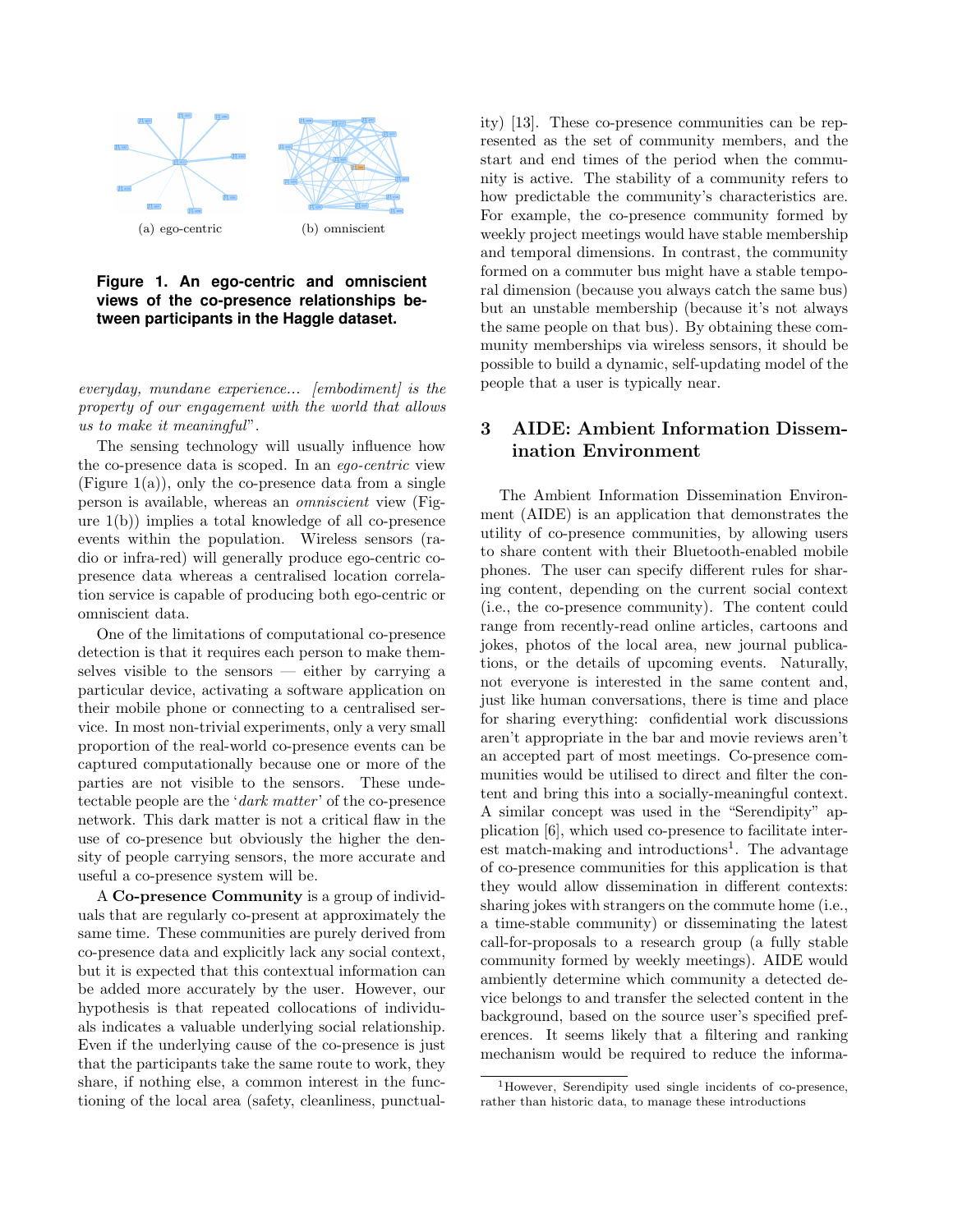(a) ego-centric (b) omniscient

**Figure 1. An ego-centric and omniscient views of the co-presence relationships between participants in the Haggle dataset.**

*everyday, mundane experience... [embodiment] is the property of our engagement with the world that allows us to make it meaningful*".

The sensing technology will usually influence how the co-presence data is scoped. In an *ego-centric* view (Figure 1(a)), only the co-presence data from a single person is available, whereas an *omniscient* view (Figure 1(b)) implies a total knowledge of all co-presence events within the population. Wireless sensors (radio or infra-red) will generally produce ego-centric co-presence data whereas a centralised location correlation service is capable of producing both ego-centric or omniscient data.

One of the limitations of computational co-presence detection is that it requires each person to make themselves visible to the sensors — either by carrying a particular device, activating a software application on their mobile phone or connecting to a centralised service. In most non-trivial experiments, only a very small proportion of the real-world co-presence events can be captured computationally because one or more of the parties are not visible to the sensors. These undetectable people are the '*dark matter*' of the co-presence network. This dark matter is not a critical flaw in the use of co-presence but obviously the higher the density of people carrying sensors, the more accurate and useful a co-presence system will be.

A **Co-presence Community** is a group of individuals that are regularly co-present at approximately the same time. These communities are purely derived from co-presence data and explicitly lack any social context, but it is expected that this contextual information can be added more accurately by the user. However, our hypothesis is that repeated collocations of individuals indicates a valuable underlying social relationship. Even if the underlying cause of the co-presence is just that the participants take the same route to work, they share, if nothing else, a common interest in the functioning of the local area (safety, cleanliness, punctuality) [13]. These co-presence communities can be represented as the set of community members, and the start and end times of the period when the community is active. The stability of a community refers to how predictable the community's characteristics are. For example, the co-presence community formed by weekly project meetings would have stable membership and temporal dimensions. In contrast, the community formed on a commuter bus might have a stable temporal dimension (because you always catch the same bus) but an unstable membership (because it's not always the same people on that bus). By obtaining these community memberships via wireless sensors, it should be possible to build a dynamic, self-updating model of the people that a user is typically near.

## 3 AIDE: Ambient Information Dissemination Environment

The Ambient Information Dissemination Environment (AIDE) is an application that demonstrates the utility of co-presence communities, by allowing users to share content with their Bluetooth-enabled mobile phones. The user can specify different rules for sharing content, depending on the current social context (i.e., the co-presence community). The content could range from recently-read online articles, cartoons and jokes, photos of the local area, new journal publications, or the details of upcoming events. Naturally, not everyone is interested in the same content and, just like human conversations, there is time and place for sharing everything: confidential work discussions aren't appropriate in the bar and movie reviews aren't an accepted part of most meetings. Co-presence communities would be utilised to direct and filter the content and bring this into a socially-meaningful context. A similar concept was used in the "Serendipity" application [6], which used co-presence to facilitate interest match-making and introductions[1]. The advantage of co-presence communities for this application is that they would allow dissemination in different contexts: sharing jokes with strangers on the commute home (i.e., a time-stable community) or disseminating the latest call-for-proposals to a research group (a fully stable community formed by weekly meetings). AIDE would ambiently determine which community a detected device belongs to and transfer the selected content in the background, based on the source user's specified preferences. It seems likely that a filtering and ranking mechanism would be required to reduce the informa-

[1]However, Serendipity used single incidents of co-presence, rather than historic data, to manage these introductions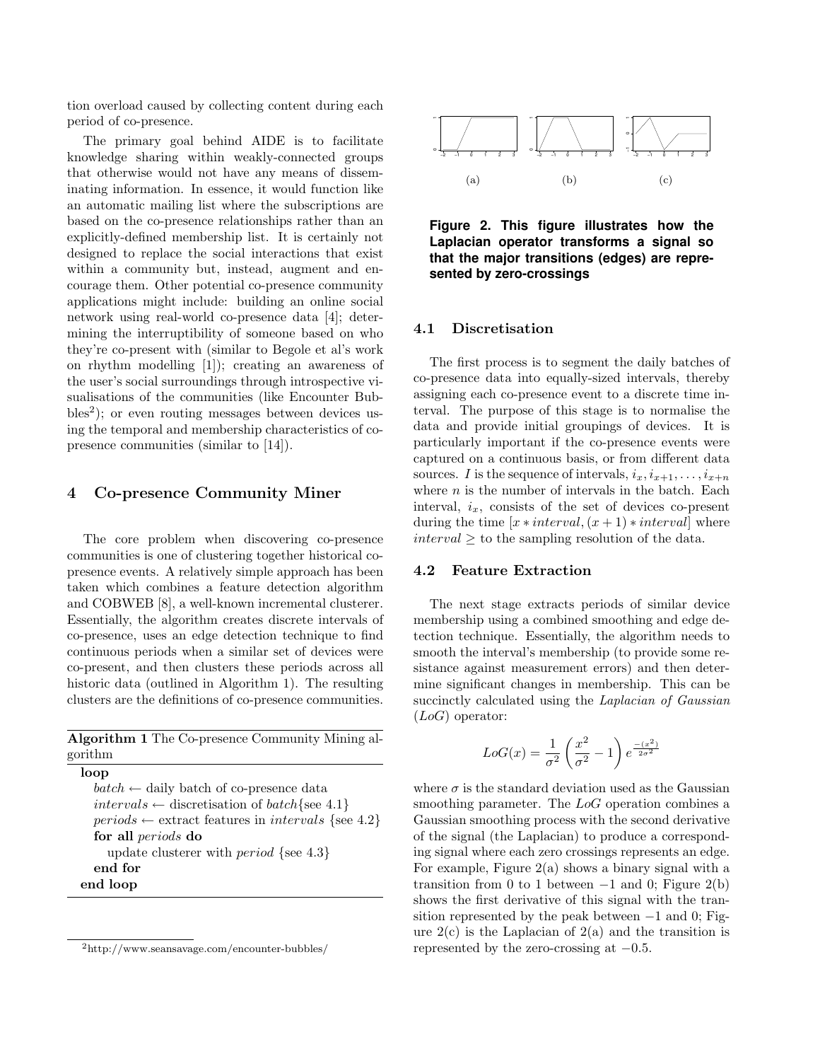tion overload caused by collecting content during each period of co-presence.

The primary goal behind AIDE is to facilitate knowledge sharing within weakly-connected groups that otherwise would not have any means of disseminating information. In essence, it would function like an automatic mailing list where the subscriptions are based on the co-presence relationships rather than an explicitly-defined membership list. It is certainly not designed to replace the social interactions that exist within a community but, instead, augment and encourage them. Other potential co-presence community applications might include: building an online social network using real-world co-presence data [4]; determining the interruptibility of someone based on who they're co-present with (similar to Begole et al's work on rhythm modelling [1]); creating an awareness of the user's social surroundings through introspective visualisations of the communities (like Encounter Bubbles[2]); or even routing messages between devices using the temporal and membership characteristics of co-presence communities (similar to [14]).

## 4 Co-presence Community Miner

The core problem when discovering co-presence communities is one of clustering together historical co-presence events. A relatively simple approach has been taken which combines a feature detection algorithm and COBWEB [8], a well-known incremental clusterer. Essentially, the algorithm creates discrete intervals of co-presence, uses an edge detection technique to find continuous periods when a similar set of devices were co-present, and then clusters these periods across all historic data (outlined in Algorithm 1). The resulting clusters are the definitions of co-presence communities.

**Algorithm 1** The Co-presence Community Mining algorithm

```
loop
    batch ← daily batch of co-presence data
    intervals ← discretisation of batch{see 4.1}
    periods ← extract features in intervals {see 4.2}
    for all periods do
        update clusterer with period {see 4.3}
    end for
end loop
```

[2]http://www.seansavage.com/encounter-bubbles/

(a) (b) (c)

**Figure 2. This figure illustrates how the Laplacian operator transforms a signal so that the major transitions (edges) are represented by zero-crossings**

### 4.1 Discretisation

The first process is to segment the daily batches of co-presence data into equally-sized intervals, thereby assigning each co-presence event to a discrete time interval. The purpose of this stage is to normalise the data and provide initial groupings of devices. It is particularly important if the co-presence events were captured on a continuous basis, or from different data sources. $I$ is the sequence of intervals, $i_x, i_{x+1}, \ldots, i_{x+n}$ where $n$ is the number of intervals in the batch. Each interval, $i_x$, consists of the set of devices co-present during the time $[x * interval, (x+1) * interval]$ where $interval \geq$ to the sampling resolution of the data.

### 4.2 Feature Extraction

The next stage extracts periods of similar device membership using a combined smoothing and edge detection technique. Essentially, the algorithm needs to smooth the interval's membership (to provide some resistance against measurement errors) and then determine significant changes in membership. This can be succinctly calculated using the *Laplacian of Gaussian* (*LoG*) operator:

$$LoG(x) = \frac{1}{\sigma^2}\left(\frac{x^2}{\sigma^2} - 1\right)e^{\frac{-(x^2)}{2\sigma^2}}$$

where $\sigma$ is the standard deviation used as the Gaussian smoothing parameter. The *LoG* operation combines a Gaussian smoothing process with the second derivative of the signal (the Laplacian) to produce a corresponding signal where each zero crossings represents an edge. For example, Figure 2(a) shows a binary signal with a transition from 0 to 1 between $-1$ and 0; Figure 2(b) shows the first derivative of this signal with the transition represented by the peak between $-1$ and 0; Figure 2(c) is the Laplacian of 2(a) and the transition is represented by the zero-crossing at $-0.5$.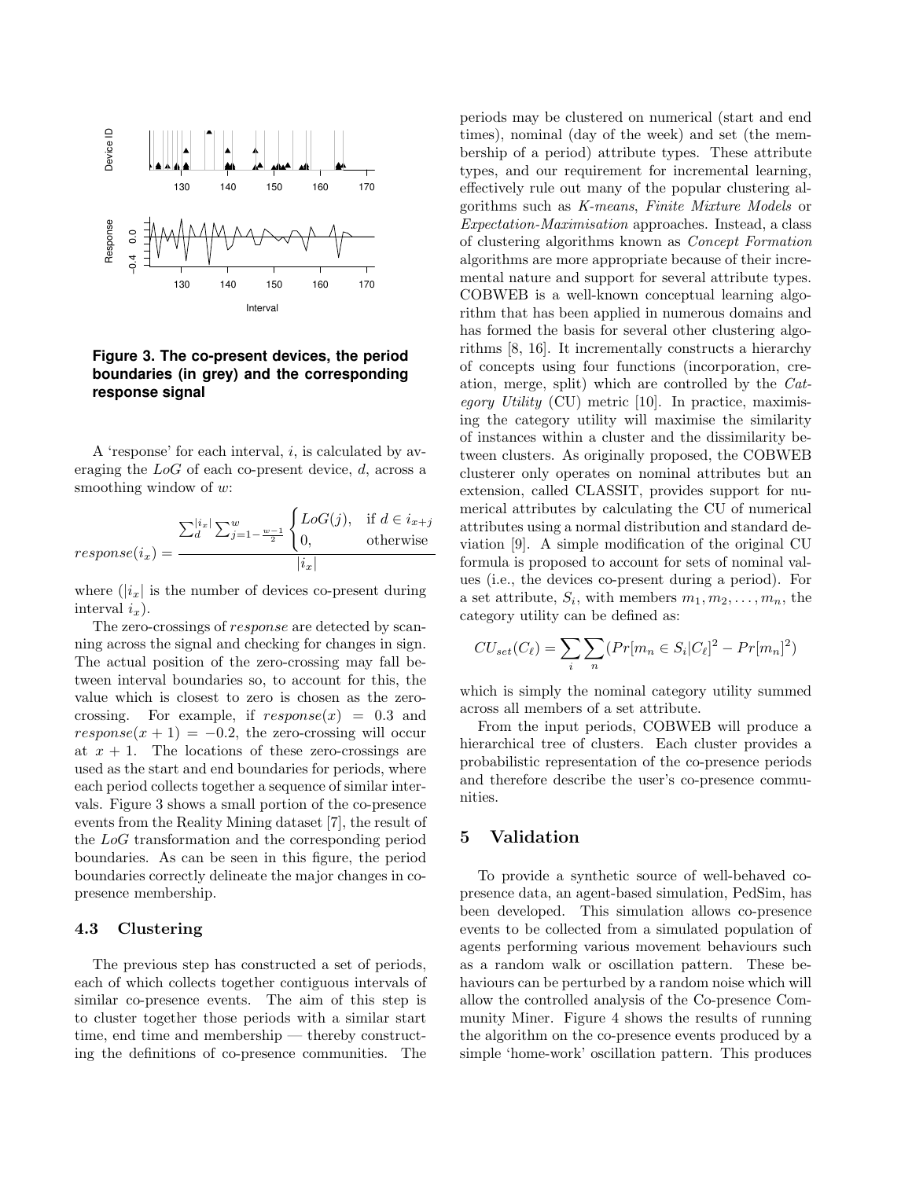**Figure 3. The co-present devices, the period boundaries (in grey) and the corresponding response signal**

A 'response' for each interval, $i$, is calculated by averaging the $LoG$ of each co-present device, $d$, across a smoothing window of $w$:

$$response(i_x) = \frac{\sum_{d}^{|i_x|} \sum_{j=1-\frac{w-1}{2}}^{w} \begin{cases} LoG(j), & \text{if } d \in i_{x+j} \\ 0, & \text{otherwise} \end{cases}}{|i_x|}$$

where ($|i_x|$ is the number of devices co-present during interval $i_x$).

The zero-crossings of *response* are detected by scanning across the signal and checking for changes in sign. The actual position of the zero-crossing may fall between interval boundaries so, to account for this, the value which is closest to zero is chosen as the zero-crossing. For example, if $response(x) = 0.3$ and $response(x+1) = -0.2$, the zero-crossing will occur at $x+1$. The locations of these zero-crossings are used as the start and end boundaries for periods, where each period collects together a sequence of similar intervals. Figure 3 shows a small portion of the co-presence events from the Reality Mining dataset [7], the result of the $LoG$ transformation and the corresponding period boundaries. As can be seen in this figure, the period boundaries correctly delineate the major changes in co-presence membership.

### 4.3 Clustering

The previous step has constructed a set of periods, each of which collects together contiguous intervals of similar co-presence events. The aim of this step is to cluster together those periods with a similar start time, end time and membership — thereby constructing the definitions of co-presence communities. The periods may be clustered on numerical (start and end times), nominal (day of the week) and set (the membership of a period) attribute types. These attribute types, and our requirement for incremental learning, effectively rule out many of the popular clustering algorithms such as *K-means*, *Finite Mixture Models* or *Expectation-Maximisation* approaches. Instead, a class of clustering algorithms known as *Concept Formation* algorithms are more appropriate because of their incremental nature and support for several attribute types. COBWEB is a well-known conceptual learning algorithm that has been applied in numerous domains and has formed the basis for several other clustering algorithms [8, 16]. It incrementally constructs a hierarchy of concepts using four functions (incorporation, creation, merge, split) which are controlled by the *Category Utility* (CU) metric [10]. In practice, maximising the category utility will maximise the similarity of instances within a cluster and the dissimilarity between clusters. As originally proposed, the COBWEB clusterer only operates on nominal attributes but an extension, called CLASSIT, provides support for numerical attributes by calculating the CU of numerical attributes using a normal distribution and standard deviation [9]. A simple modification of the original CU formula is proposed to account for sets of nominal values (i.e., the devices co-present during a period). For a set attribute, $S_i$, with members $m_1, m_2, \ldots, m_n$, the category utility can be defined as:

$$CU_{set}(C_\ell) = \sum_i \sum_n (Pr[m_n \in S_i | C_\ell]^2 - Pr[m_n]^2)$$

which is simply the nominal category utility summed across all members of a set attribute.

From the input periods, COBWEB will produce a hierarchical tree of clusters. Each cluster provides a probabilistic representation of the co-presence periods and therefore describe the user's co-presence communities.

## 5 Validation

To provide a synthetic source of well-behaved co-presence data, an agent-based simulation, PedSim, has been developed. This simulation allows co-presence events to be collected from a simulated population of agents performing various movement behaviours such as a random walk or oscillation pattern. These behaviours can be perturbed by a random noise which will allow the controlled analysis of the Co-presence Community Miner. Figure 4 shows the results of running the algorithm on the co-presence events produced by a simple 'home-work' oscillation pattern. This produces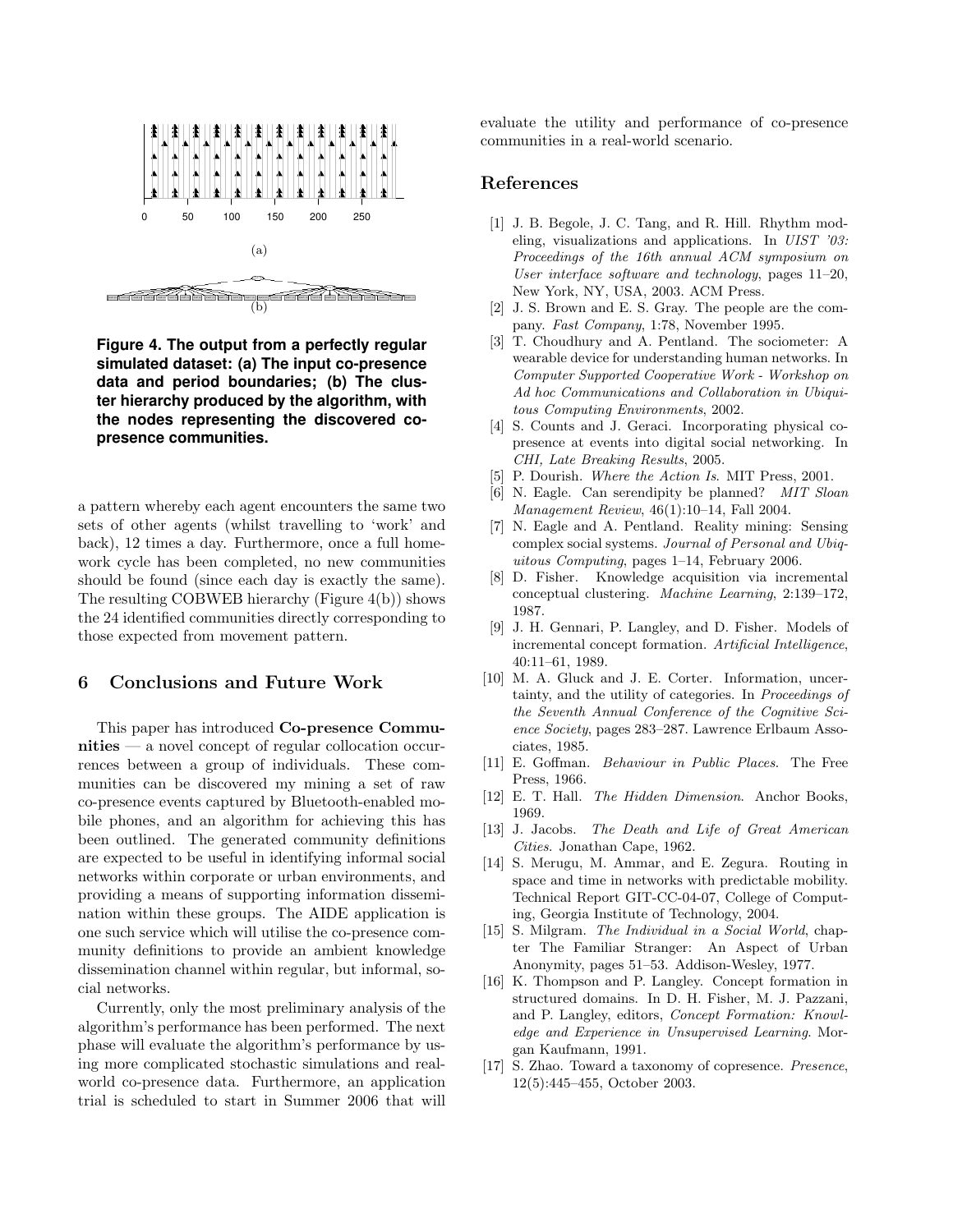0 50 100 150 200 250

(a)

(b)

**Figure 4. The output from a perfectly regular simulated dataset: (a) The input co-presence data and period boundaries; (b) The cluster hierarchy produced by the algorithm, with the nodes representing the discovered co-presence communities.**

a pattern whereby each agent encounters the same two sets of other agents (whilst travelling to 'work' and back), 12 times a day. Furthermore, once a full home-work cycle has been completed, no new communities should be found (since each day is exactly the same). The resulting COBWEB hierarchy (Figure 4(b)) shows the 24 identified communities directly corresponding to those expected from movement pattern.

## 6 Conclusions and Future Work

This paper has introduced **Co-presence Communities** — a novel concept of regular collocation occurrences between a group of individuals. These communities can be discovered my mining a set of raw co-presence events captured by Bluetooth-enabled mobile phones, and an algorithm for achieving this has been outlined. The generated community definitions are expected to be useful in identifying informal social networks within corporate or urban environments, and providing a means of supporting information dissemination within these groups. The AIDE application is one such service which will utilise the co-presence community definitions to provide an ambient knowledge dissemination channel within regular, but informal, social networks.

Currently, only the most preliminary analysis of the algorithm's performance has been performed. The next phase will evaluate the algorithm's performance by using more complicated stochastic simulations and real-world co-presence data. Furthermore, an application trial is scheduled to start in Summer 2006 that will evaluate the utility and performance of co-presence communities in a real-world scenario.

## References

[1] J. B. Begole, J. C. Tang, and R. Hill. Rhythm modeling, visualizations and applications. In *UIST '03: Proceedings of the 16th annual ACM symposium on User interface software and technology*, pages 11–20, New York, NY, USA, 2003. ACM Press.

[2] J. S. Brown and E. S. Gray. The people are the company. *Fast Company*, 1:78, November 1995.

[3] T. Choudhury and A. Pentland. The sociometer: A wearable device for understanding human networks. In *Computer Supported Cooperative Work - Workshop on Ad hoc Communications and Collaboration in Ubiquitous Computing Environments*, 2002.

[4] S. Counts and J. Geraci. Incorporating physical co-presence at events into digital social networking. In *CHI, Late Breaking Results*, 2005.

[5] P. Dourish. *Where the Action Is*. MIT Press, 2001.

[6] N. Eagle. Can serendipity be planned? *MIT Sloan Management Review*, 46(1):10–14, Fall 2004.

[7] N. Eagle and A. Pentland. Reality mining: Sensing complex social systems. *Journal of Personal and Ubiquitous Computing*, pages 1–14, February 2006.

[8] D. Fisher. Knowledge acquisition via incremental conceptual clustering. *Machine Learning*, 2:139–172, 1987.

[9] J. H. Gennari, P. Langley, and D. Fisher. Models of incremental concept formation. *Artificial Intelligence*, 40:11–61, 1989.

[10] M. A. Gluck and J. E. Corter. Information, uncertainty, and the utility of categories. In *Proceedings of the Seventh Annual Conference of the Cognitive Science Society*, pages 283–287. Lawrence Erlbaum Associates, 1985.

[11] E. Goffman. *Behaviour in Public Places*. The Free Press, 1966.

[12] E. T. Hall. *The Hidden Dimension*. Anchor Books, 1969.

[13] J. Jacobs. *The Death and Life of Great American Cities*. Jonathan Cape, 1962.

[14] S. Merugu, M. Ammar, and E. Zegura. Routing in space and time in networks with predictable mobility. Technical Report GIT-CC-04-07, College of Computing, Georgia Institute of Technology, 2004.

[15] S. Milgram. *The Individual in a Social World*, chapter The Familiar Stranger: An Aspect of Urban Anonymity, pages 51–53. Addison-Wesley, 1977.

[16] K. Thompson and P. Langley. Concept formation in structured domains. In D. H. Fisher, M. J. Pazzani, and P. Langley, editors, *Concept Formation: Knowledge and Experience in Unsupervised Learning*. Morgan Kaufmann, 1991.

[17] S. Zhao. Toward a taxonomy of copresence. *Presence*, 12(5):445–455, October 2003.